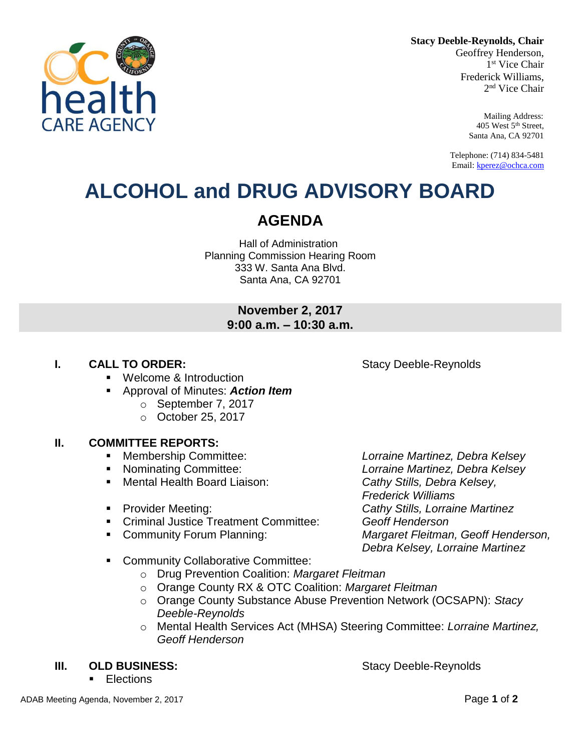**Stacy Deeble-Reynolds, Chair**
Geoffrey Henderson,
1st Vice Chair
Frederick Williams,
2nd Vice Chair

Mailing Address:
405 West 5th Street,
Santa Ana, CA 92701

Telephone: (714) 834-5481
Email: kperez@ochca.com

# ALCOHOL and DRUG ADVISORY BOARD

## AGENDA

Hall of Administration
Planning Commission Hearing Room
333 W. Santa Ana Blvd.
Santa Ana, CA 92701

**November 2, 2017**
**9:00 a.m. – 10:30 a.m.**

### I. CALL TO ORDER: Stacy Deeble-Reynolds

- Welcome & Introduction
- Approval of Minutes: ***Action Item***
  - September 7, 2017
  - October 25, 2017

### II. COMMITTEE REPORTS:

- Membership Committee: *Lorraine Martinez, Debra Kelsey*
- Nominating Committee: *Lorraine Martinez, Debra Kelsey*
- Mental Health Board Liaison: *Cathy Stills, Debra Kelsey, Frederick Williams*
- Provider Meeting: *Cathy Stills, Lorraine Martinez*
- Criminal Justice Treatment Committee: *Geoff Henderson*
- Community Forum Planning: *Margaret Fleitman, Geoff Henderson, Debra Kelsey, Lorraine Martinez*
- Community Collaborative Committee:
  - Drug Prevention Coalition: *Margaret Fleitman*
  - Orange County RX & OTC Coalition: *Margaret Fleitman*
  - Orange County Substance Abuse Prevention Network (OCSAPN): *Stacy Deeble-Reynolds*
  - Mental Health Services Act (MHSA) Steering Committee: *Lorraine Martinez, Geoff Henderson*

### III. OLD BUSINESS: Stacy Deeble-Reynolds

- Elections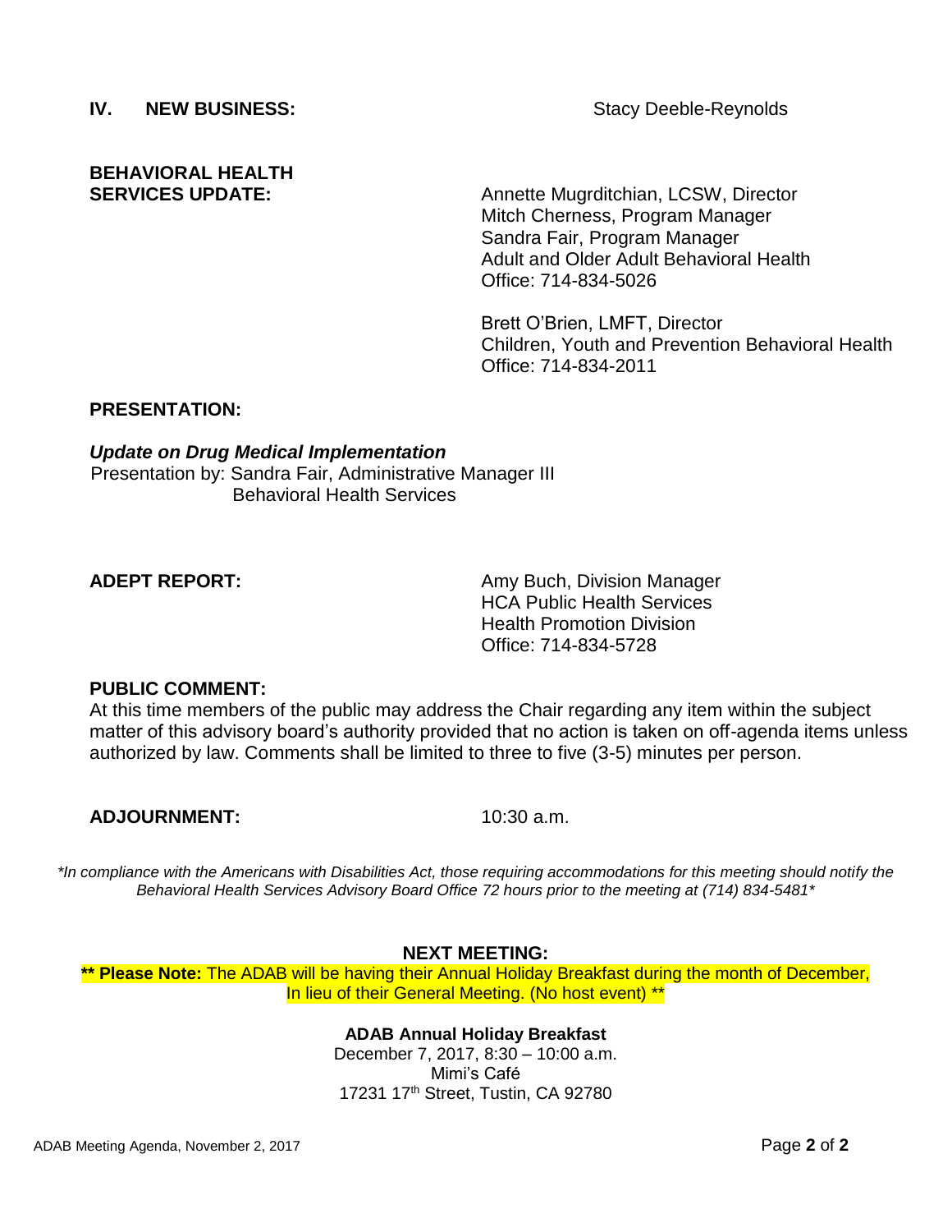**IV. NEW BUSINESS:** Stacy Deeble-Reynolds

**BEHAVIORAL HEALTH SERVICES UPDATE:**

Annette Mugrditchian, LCSW, Director
Mitch Cherness, Program Manager
Sandra Fair, Program Manager
Adult and Older Adult Behavioral Health
Office: 714-834-5026

Brett O'Brien, LMFT, Director
Children, Youth and Prevention Behavioral Health
Office: 714-834-2011

**PRESENTATION:**

***Update on Drug Medical Implementation***
Presentation by: Sandra Fair, Administrative Manager III
Behavioral Health Services

**ADEPT REPORT:**

Amy Buch, Division Manager
HCA Public Health Services
Health Promotion Division
Office: 714-834-5728

**PUBLIC COMMENT:**
At this time members of the public may address the Chair regarding any item within the subject matter of this advisory board's authority provided that no action is taken on off-agenda items unless authorized by law. Comments shall be limited to three to five (3-5) minutes per person.

**ADJOURNMENT:** 10:30 a.m.

*\*In compliance with the Americans with Disabilities Act, those requiring accommodations for this meeting should notify the Behavioral Health Services Advisory Board Office 72 hours prior to the meeting at (714) 834-5481\**

**NEXT MEETING:**

**\*\* Please Note:** The ADAB will be having their Annual Holiday Breakfast during the month of December, In lieu of their General Meeting. (No host event) \*\*

**ADAB Annual Holiday Breakfast**
December 7, 2017, 8:30 – 10:00 a.m.
Mimi's Café
17231 17th Street, Tustin, CA 92780

ADAB Meeting Agenda, November 2, 2017